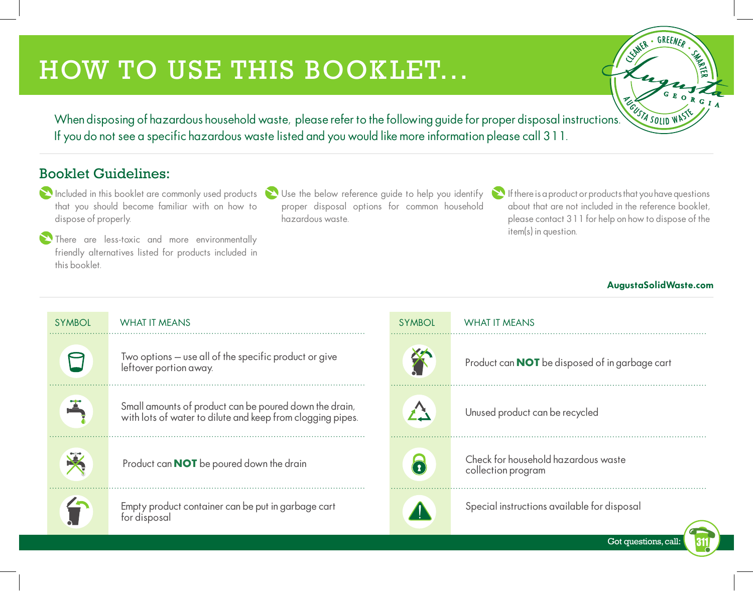# HOW TO USE THIS BOOKLET...

When disposing of hazardous household waste, please refer to the following guide for proper disposal instructions. If you do not see a specific hazardous waste listed and you would like more information please call 3 1 1.

## Booklet Guidelines:

- Included in this booklet are commonly used products that you should become familiar with on how to dispose of properly.
- There are less-toxic and more environmentally friendly alternatives listed for products included in this booklet.
- Use the below reference guide to help you identify proper disposal options for common household hazardous waste.
- If there is a product or products that you have questions about that are not included in the reference booklet, please contact 3 1 1 for help on how to dispose of the item(s) in question.

**AugustaSolidWaste.com**

| SYMBOL | WHAT IT MEANS |
|---|---|
| (cup) | Two options – use all of the specific product or give leftover portion away. |
| (faucet) | Small amounts of product can be poured down the drain, with lots of water to dilute and keep from clogging pipes. |
| (faucet crossed out) | Product can **NOT** be poured down the drain |
| (garbage cart) | Empty product container can be put in garbage cart for disposal |
| (garbage cart crossed out) | Product can **NOT** be disposed of in garbage cart |
| (recycle) | Unused product can be recycled |
| (lock) | Check for household hazardous waste collection program |
| (warning) | Special instructions available for disposal |

Got questions, call: 311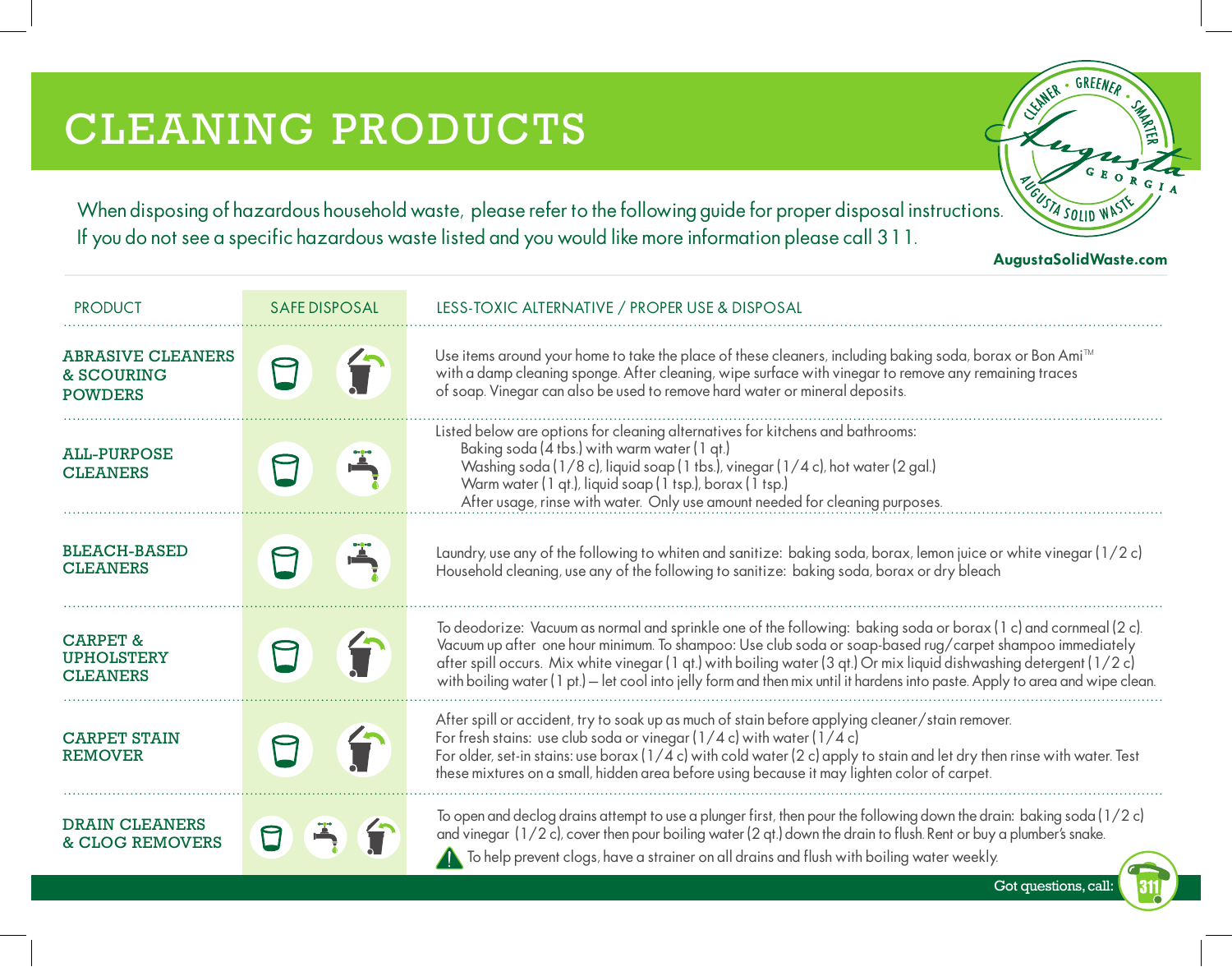# CLEANING PRODUCTS

When disposing of hazardous household waste, please refer to the following guide for proper disposal instructions. If you do not see a specific hazardous waste listed and you would like more information please call 3 1 1.

AugustaSolidWaste.com

| PRODUCT | SAFE DISPOSAL | LESS-TOXIC ALTERNATIVE / PROPER USE & DISPOSAL |
|---|---|---|
| ABRASIVE CLEANERS & SCOURING POWDERS | | Use items around your home to take the place of these cleaners, including baking soda, borax or Bon Ami™ with a damp cleaning sponge. After cleaning, wipe surface with vinegar to remove any remaining traces of soap. Vinegar can also be used to remove hard water or mineral deposits. |
| ALL-PURPOSE CLEANERS | | Listed below are options for cleaning alternatives for kitchens and bathrooms: Baking soda (4 tbs.) with warm water (1 qt.) Washing soda (1/8 c), liquid soap (1 tbs.), vinegar (1/4 c), hot water (2 gal.) Warm water (1 qt.), liquid soap (1 tsp.), borax (1 tsp.) After usage, rinse with water. Only use amount needed for cleaning purposes. |
| BLEACH-BASED CLEANERS | | Laundry, use any of the following to whiten and sanitize: baking soda, borax, lemon juice or white vinegar (1/2 c) Household cleaning, use any of the following to sanitize: baking soda, borax or dry bleach |
| CARPET & UPHOLSTERY CLEANERS | | To deodorize: Vacuum as normal and sprinkle one of the following: baking soda or borax (1 c) and cornmeal (2 c). Vacuum up after one hour minimum. To shampoo: Use club soda or soap-based rug/carpet shampoo immediately after spill occurs. Mix white vinegar (1 qt.) with boiling water (3 qt.) Or mix liquid dishwashing detergent (1/2 c) with boiling water (1 pt.) — let cool into jelly form and then mix until it hardens into paste. Apply to area and wipe clean. |
| CARPET STAIN REMOVER | | After spill or accident, try to soak up as much of stain before applying cleaner/stain remover. For fresh stains: use club soda or vinegar (1/4 c) with water (1/4 c) For older, set-in stains: use borax (1/4 c) with cold water (2 c) apply to stain and let dry then rinse with water. Test these mixtures on a small, hidden area before using because it may lighten color of carpet. |
| DRAIN CLEANERS & CLOG REMOVERS | | To open and declog drains attempt to use a plunger first, then pour the following down the drain: baking soda (1/2 c) and vinegar (1/2 c), cover then pour boiling water (2 qt.) down the drain to flush. Rent or buy a plumber's snake. ⚠ To help prevent clogs, have a strainer on all drains and flush with boiling water weekly. |

Got questions, call: 311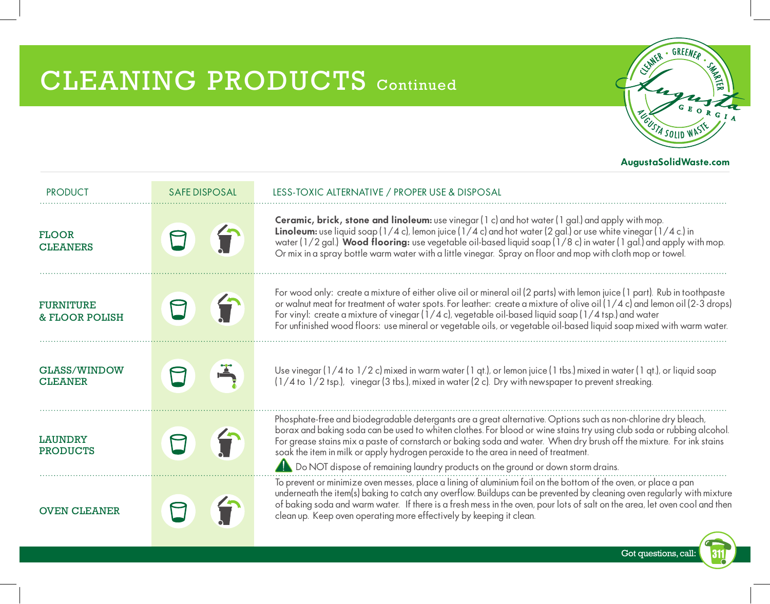# CLEANING PRODUCTS Continued

AugustaSolidWaste.com

| PRODUCT | SAFE DISPOSAL | LESS-TOXIC ALTERNATIVE / PROPER USE & DISPOSAL |
|---|---|---|
| FLOOR CLEANERS | | **Ceramic, brick, stone and linoleum:** use vinegar (1 c) and hot water (1 gal.) and apply with mop. **Linoleum:** use liquid soap (1/4 c), lemon juice (1/4 c) and hot water (2 gal.) or use white vinegar (1/4 c.) in water (1/2 gal.) **Wood flooring:** use vegetable oil-based liquid soap (1/8 c) in water (1 gal.) and apply with mop. Or mix in a spray bottle warm water with a little vinegar. Spray on floor and mop with cloth mop or towel. |
| FURNITURE & FLOOR POLISH | | For wood only: create a mixture of either olive oil or mineral oil (2 parts) with lemon juice (1 part). Rub in toothpaste or walnut meat for treatment of water spots. For leather: create a mixture of olive oil (1/4 c) and lemon oil (2-3 drops) For vinyl: create a mixture of vinegar (1/4 c), vegetable oil-based liquid soap (1/4 tsp.) and water For unfinished wood floors: use mineral or vegetable oils, or vegetable oil-based liquid soap mixed with warm water. |
| GLASS/WINDOW CLEANER | | Use vinegar (1/4 to 1/2 c) mixed in warm water (1 qt.), or lemon juice (1 tbs.) mixed in water (1 qt.), or liquid soap (1/4 to 1/2 tsp.), vinegar (3 tbs.), mixed in water (2 c). Dry with newspaper to prevent streaking. |
| LAUNDRY PRODUCTS | | Phosphate-free and biodegradable detergants are a great alternative. Options such as non-chlorine dry bleach, borax and baking soda can be used to whiten clothes. For blood or wine stains try using club soda or rubbing alcohol. For grease stains mix a paste of cornstarch or baking soda and water. When dry brush off the mixture. For ink stains soak the item in milk or apply hydrogen peroxide to the area in need of treatment. ⚠ Do NOT dispose of remaining laundry products on the ground or down storm drains. |
| OVEN CLEANER | | To prevent or minimize oven messes, place a lining of aluminium foil on the bottom of the oven, or place a pan underneath the item(s) baking to catch any overflow. Buildups can be prevented by cleaning oven regularly with mixture of baking soda and warm water. If there is a fresh mess in the oven, pour lots of salt on the area, let oven cool and then clean up. Keep oven operating more effectively by keeping it clean. |

Got questions, call: 311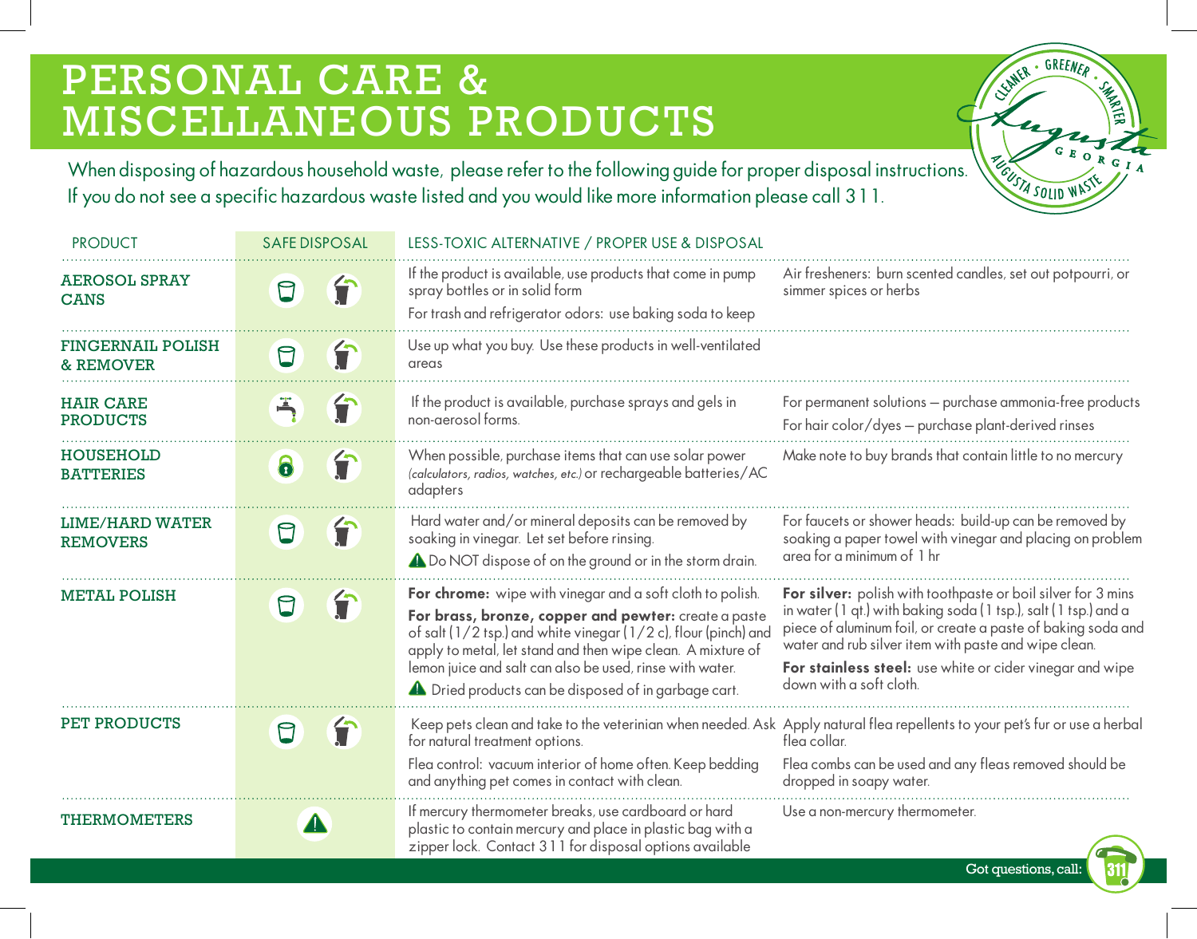# PERSONAL CARE & MISCELLANEOUS PRODUCTS

When disposing of hazardous household waste, please refer to the following guide for proper disposal instructions. If you do not see a specific hazardous waste listed and you would like more information please call 311.

| PRODUCT | SAFE DISPOSAL | LESS-TOXIC ALTERNATIVE / PROPER USE & DISPOSAL | |
|---|---|---|---|
| AEROSOL SPRAY CANS | | If the product is available, use products that come in pump spray bottles or in solid form<br>For trash and refrigerator odors: use baking soda to keep | Air fresheners: burn scented candles, set out potpourri, or simmer spices or herbs |
| FINGERNAIL POLISH & REMOVER | | Use up what you buy. Use these products in well-ventilated areas | |
| HAIR CARE PRODUCTS | | If the product is available, purchase sprays and gels in non-aerosol forms. | For permanent solutions – purchase ammonia-free products<br>For hair color/dyes – purchase plant-derived rinses |
| HOUSEHOLD BATTERIES | | When possible, purchase items that can use solar power *(calculators, radios, watches, etc.)* or rechargeable batteries/AC adapters | Make note to buy brands that contain little to no mercury |
| LIME/HARD WATER REMOVERS | | Hard water and/or mineral deposits can be removed by soaking in vinegar. Let set before rinsing.<br>Do NOT dispose of on the ground or in the storm drain. | For faucets or shower heads: build-up can be removed by soaking a paper towel with vinegar and placing on problem area for a minimum of 1 hr |
| METAL POLISH | | **For chrome:** wipe with vinegar and a soft cloth to polish.<br>**For brass, bronze, copper and pewter:** create a paste of salt (1/2 tsp.) and white vinegar (1/2 c), flour (pinch) and apply to metal, let stand and then wipe clean. A mixture of lemon juice and salt can also be used, rinse with water.<br>Dried products can be disposed of in garbage cart. | **For silver:** polish with toothpaste or boil silver for 3 mins in water (1 qt.) with baking soda (1 tsp.), salt (1 tsp.) and a piece of aluminum foil, or create a paste of baking soda and water and rub silver item with paste and wipe clean.<br>**For stainless steel:** use white or cider vinegar and wipe down with a soft cloth. |
| PET PRODUCTS | | Keep pets clean and take to the veterinian when needed. Ask for natural treatment options.<br>Flea control: vacuum interior of home often. Keep bedding and anything pet comes in contact with clean. | Apply natural flea repellents to your pet's fur or use a herbal flea collar.<br>Flea combs can be used and any fleas removed should be dropped in soapy water. |
| THERMOMETERS | | If mercury thermometer breaks, use cardboard or hard plastic to contain mercury and place in plastic bag with a zipper lock. Contact 311 for disposal options available | Use a non-mercury thermometer. |

Got questions, call: 311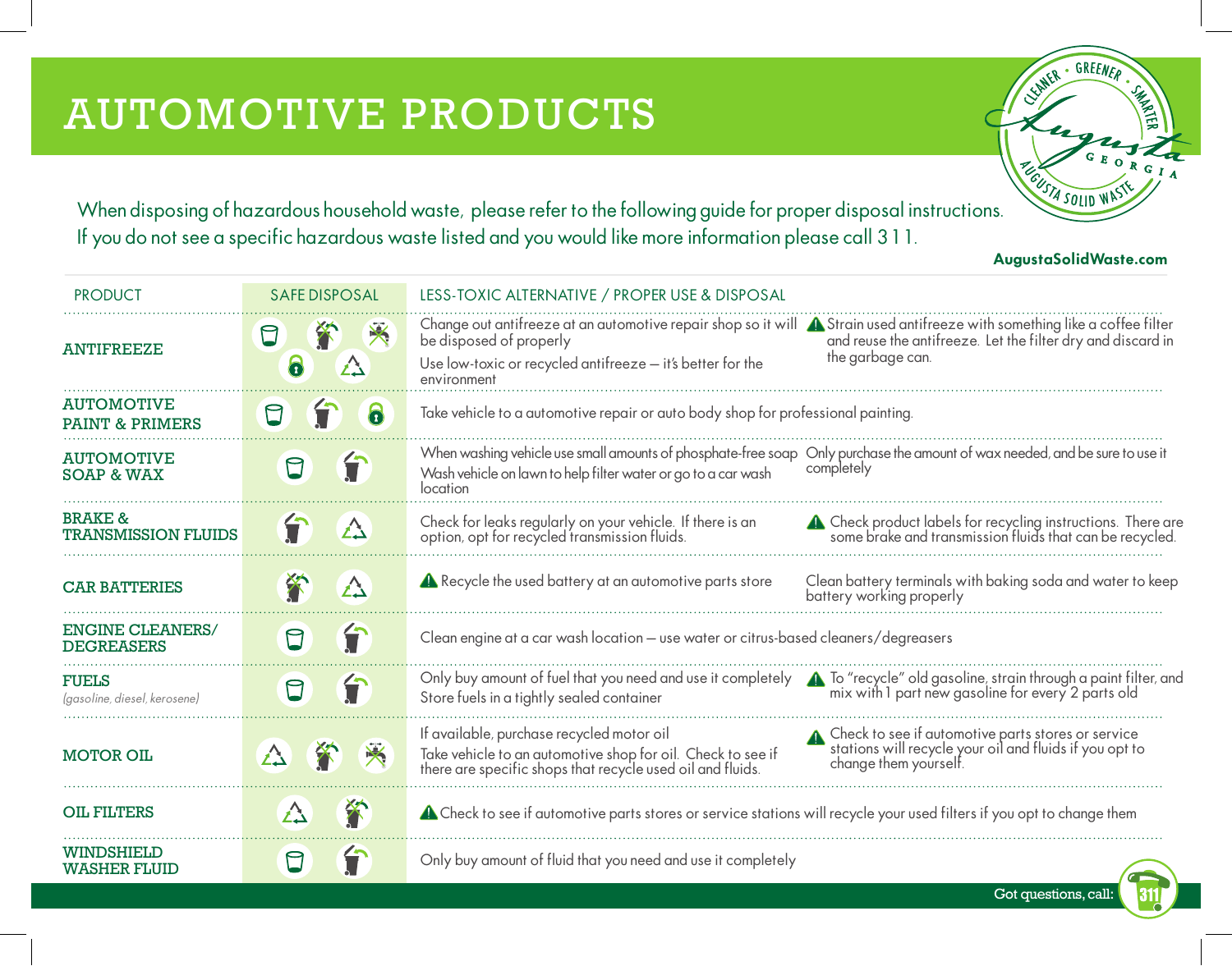# AUTOMOTIVE PRODUCTS

CLEANER • GREENER • SMARTER
Augusta GEORGIA
AUGUSTA SOLID WASTE

When disposing of hazardous household waste, please refer to the following guide for proper disposal instructions.
If you do not see a specific hazardous waste listed and you would like more information please call 3 1 1.

**AugustaSolidWaste.com**

| PRODUCT | SAFE DISPOSAL | LESS-TOXIC ALTERNATIVE / PROPER USE & DISPOSAL | |
|---|---|---|---|
| **ANTIFREEZE** | | Change out antifreeze at an automotive repair shop so it will be disposed of properly<br>Use low-toxic or recycled antifreeze – it's better for the environment | ⚠ Strain used antifreeze with something like a coffee filter and reuse the antifreeze. Let the filter dry and discard in the garbage can. |
| **AUTOMOTIVE PAINT & PRIMERS** | | Take vehicle to a automotive repair or auto body shop for professional painting. | |
| **AUTOMOTIVE SOAP & WAX** | | When washing vehicle use small amounts of phosphate-free soap<br>Wash vehicle on lawn to help filter water or go to a car wash location | Only purchase the amount of wax needed, and be sure to use it completely |
| **BRAKE & TRANSMISSION FLUIDS** | | Check for leaks regularly on your vehicle. If there is an option, opt for recycled transmission fluids. | ⚠ Check product labels for recycling instructions. There are some brake and transmission fluids that can be recycled. |
| **CAR BATTERIES** | | ⚠ Recycle the used battery at an automotive parts store | Clean battery terminals with baking soda and water to keep battery working properly |
| **ENGINE CLEANERS/ DEGREASERS** | | Clean engine at a car wash location – use water or citrus-based cleaners/degreasers | |
| **FUELS** *(gasoline, diesel, kerosene)* | | Only buy amount of fuel that you need and use it completely<br>Store fuels in a tightly sealed container | ⚠ To "recycle" old gasoline, strain through a paint filter, and mix with 1 part new gasoline for every 2 parts old |
| **MOTOR OIL** | | If available, purchase recycled motor oil<br>Take vehicle to an automotive shop for oil. Check to see if there are specific shops that recycle used oil and fluids. | ⚠ Check to see if automotive parts stores or service stations will recycle your oil and fluids if you opt to change them yourself. |
| **OIL FILTERS** | | ⚠ Check to see if automotive parts stores or service stations will recycle your used filters if you opt to change them | |
| **WINDSHIELD WASHER FLUID** | | Only buy amount of fluid that you need and use it completely | |

Got questions, call: 311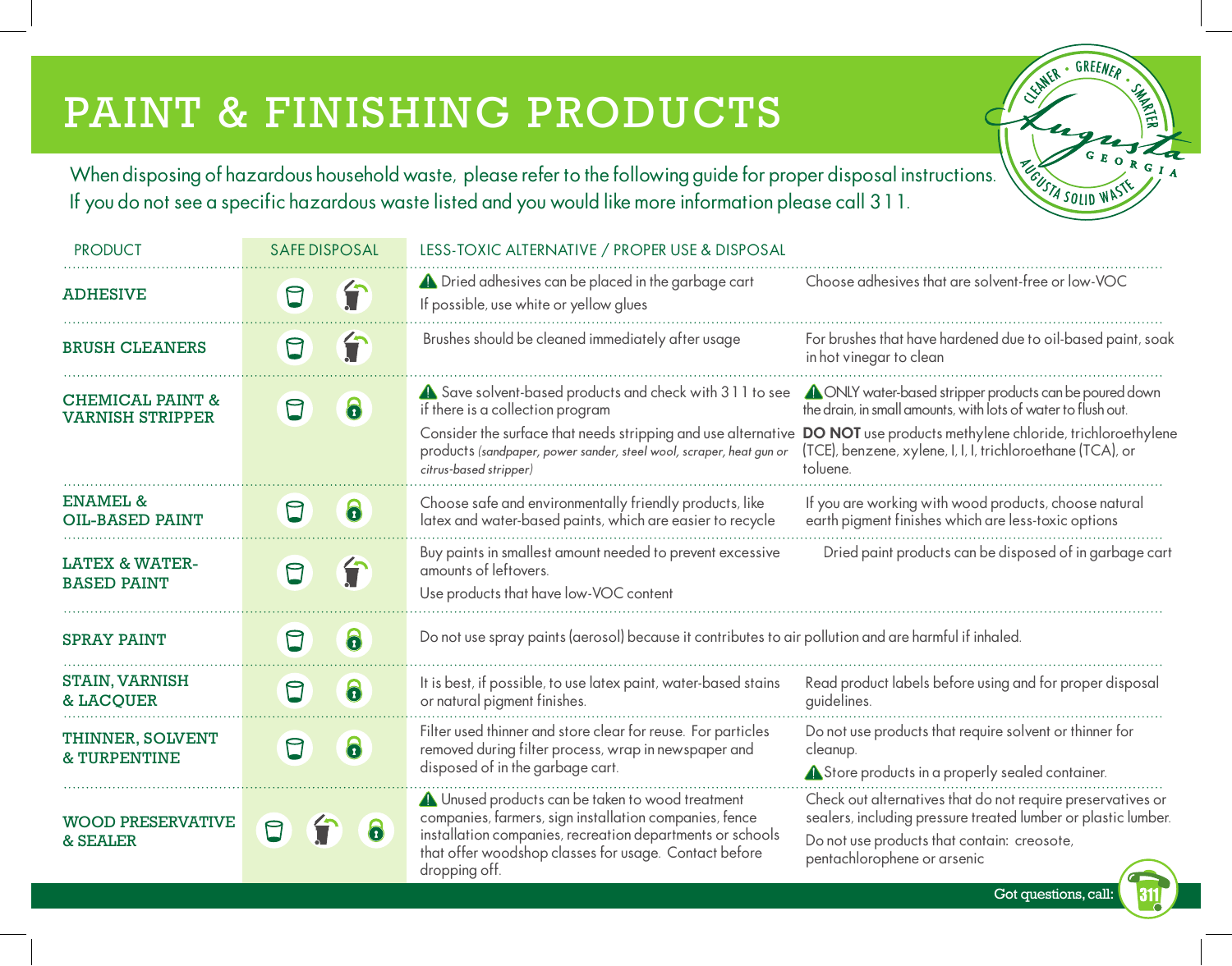# PAINT & FINISHING PRODUCTS

When disposing of hazardous household waste, please refer to the following guide for proper disposal instructions. If you do not see a specific hazardous waste listed and you would like more information please call 311.

| PRODUCT | SAFE DISPOSAL | LESS-TOXIC ALTERNATIVE / PROPER USE & DISPOSAL | |
|---|---|---|---|
| ADHESIVE | | ⚠ Dried adhesives can be placed in the garbage cart<br>If possible, use white or yellow glues | Choose adhesives that are solvent-free or low-VOC |
| BRUSH CLEANERS | | Brushes should be cleaned immediately after usage | For brushes that have hardened due to oil-based paint, soak in hot vinegar to clean |
| CHEMICAL PAINT & VARNISH STRIPPER | | ⚠ Save solvent-based products and check with 311 to see if there is a collection program<br>Consider the surface that needs stripping and use alternative products *(sandpaper, power sander, steel wool, scraper, heat gun or citrus-based stripper)* | ⚠ ONLY water-based stripper products can be poured down the drain, in small amounts, with lots of water to flush out.<br>**DO NOT** use products methylene chloride, trichloroethylene (TCE), benzene, xylene, I, I, I, trichloroethane (TCA), or toluene. |
| ENAMEL & OIL-BASED PAINT | | Choose safe and environmentally friendly products, like latex and water-based paints, which are easier to recycle | If you are working with wood products, choose natural earth pigment finishes which are less-toxic options |
| LATEX & WATER-BASED PAINT | | Buy paints in smallest amount needed to prevent excessive amounts of leftovers.<br>Use products that have low-VOC content | Dried paint products can be disposed of in garbage cart |
| SPRAY PAINT | | Do not use spray paints (aerosol) because it contributes to air pollution and are harmful if inhaled. | |
| STAIN, VARNISH & LACQUER | | It is best, if possible, to use latex paint, water-based stains or natural pigment finishes. | Read product labels before using and for proper disposal guidelines. |
| THINNER, SOLVENT & TURPENTINE | | Filter used thinner and store clear for reuse. For particles removed during filter process, wrap in newspaper and disposed of in the garbage cart. | Do not use products that require solvent or thinner for cleanup.<br>⚠ Store products in a properly sealed container. |
| WOOD PRESERVATIVE & SEALER | | ⚠ Unused products can be taken to wood treatment companies, farmers, sign installation companies, fence installation companies, recreation departments or schools that offer woodshop classes for usage. Contact before dropping off. | Check out alternatives that do not require preservatives or sealers, including pressure treated lumber or plastic lumber.<br>Do not use products that contain: creosote, pentachlorophene or arsenic |

Got questions, call: 311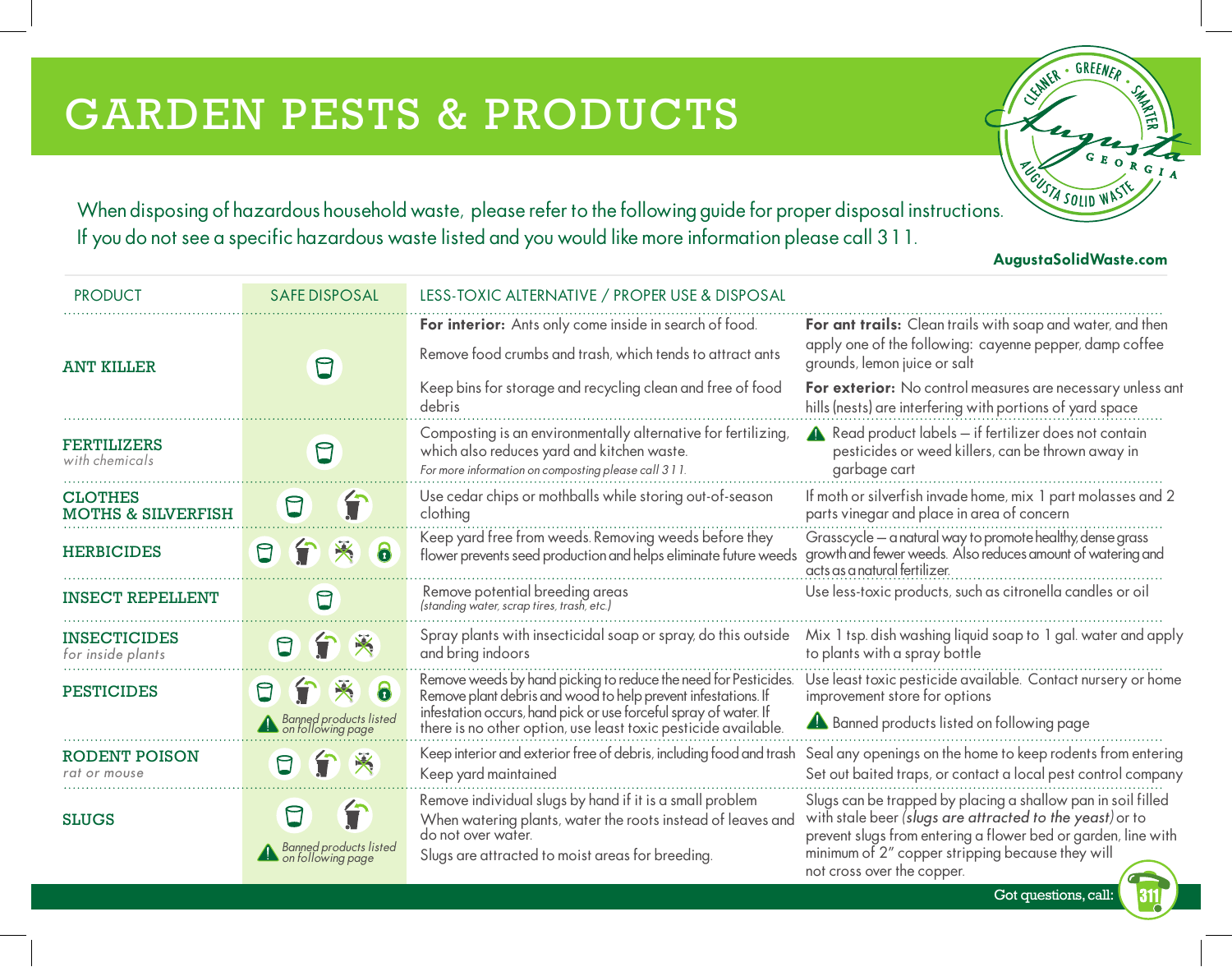# GARDEN PESTS & PRODUCTS

CLEANER • GREENER • SMARTER — Augusta GEORGIA — AUGUSTA SOLID WASTE

When disposing of hazardous household waste, please refer to the following guide for proper disposal instructions. If you do not see a specific hazardous waste listed and you would like more information please call 3 1 1.

**AugustaSolidWaste.com**

| PRODUCT | SAFE DISPOSAL | LESS-TOXIC ALTERNATIVE / PROPER USE & DISPOSAL | |
|---|---|---|---|
| **ANT KILLER** | | **For interior:** Ants only come inside in search of food. Remove food crumbs and trash, which tends to attract ants. Keep bins for storage and recycling clean and free of food debris | **For ant trails:** Clean trails with soap and water, and then apply one of the following: cayenne pepper, damp coffee grounds, lemon juice or salt. **For exterior:** No control measures are necessary unless ant hills (nests) are interfering with portions of yard space |
| **FERTILIZERS** *with chemicals* | | Composting is an environmentally alternative for fertilizing, which also reduces yard and kitchen waste. *For more information on composting please call 3 1 1.* | ⚠ Read product labels – if fertilizer does not contain pesticides or weed killers, can be thrown away in garbage cart |
| **CLOTHES MOTHS & SILVERFISH** | | Use cedar chips or mothballs while storing out-of-season clothing | If moth or silverfish invade home, mix 1 part molasses and 2 parts vinegar and place in area of concern |
| **HERBICIDES** | | Keep yard free from weeds. Removing weeds before they flower prevents seed production and helps eliminate future weeds | Grasscycle – a natural way to promote healthy, dense grass growth and fewer weeds. Also reduces amount of watering and acts as a natural fertilizer. |
| **INSECT REPELLENT** | | Remove potential breeding areas *(standing water, scrap tires, trash, etc.)* | Use less-toxic products, such as citronella candles or oil |
| **INSECTICIDES** *for inside plants* | | Spray plants with insecticidal soap or spray, do this outside and bring indoors | Mix 1 tsp. dish washing liquid soap to 1 gal. water and apply to plants with a spray bottle |
| **PESTICIDES** | ⚠ *Banned products listed on following page* | Remove weeds by hand picking to reduce the need for Pesticides. Remove plant debris and wood to help prevent infestations. If infestation occurs, hand pick or use forceful spray of water. If there is no other option, use least toxic pesticide available. | Use least toxic pesticide available. Contact nursery or home improvement store for options. ⚠ Banned products listed on following page |
| **RODENT POISON** *rat or mouse* | | Keep interior and exterior free of debris, including food and trash. Keep yard maintained | Seal any openings on the home to keep rodents from entering. Set out baited traps, or contact a local pest control company |
| **SLUGS** | ⚠ *Banned products listed on following page* | Remove individual slugs by hand if it is a small problem. When watering plants, water the roots instead of leaves and do not over water. Slugs are attracted to moist areas for breeding. | Slugs can be trapped by placing a shallow pan in soil filled with stale beer *(slugs are attracted to the yeast)* or to prevent slugs from entering a flower bed or garden, line with minimum of 2" copper stripping because they will not cross over the copper. |

Got questions, call: 311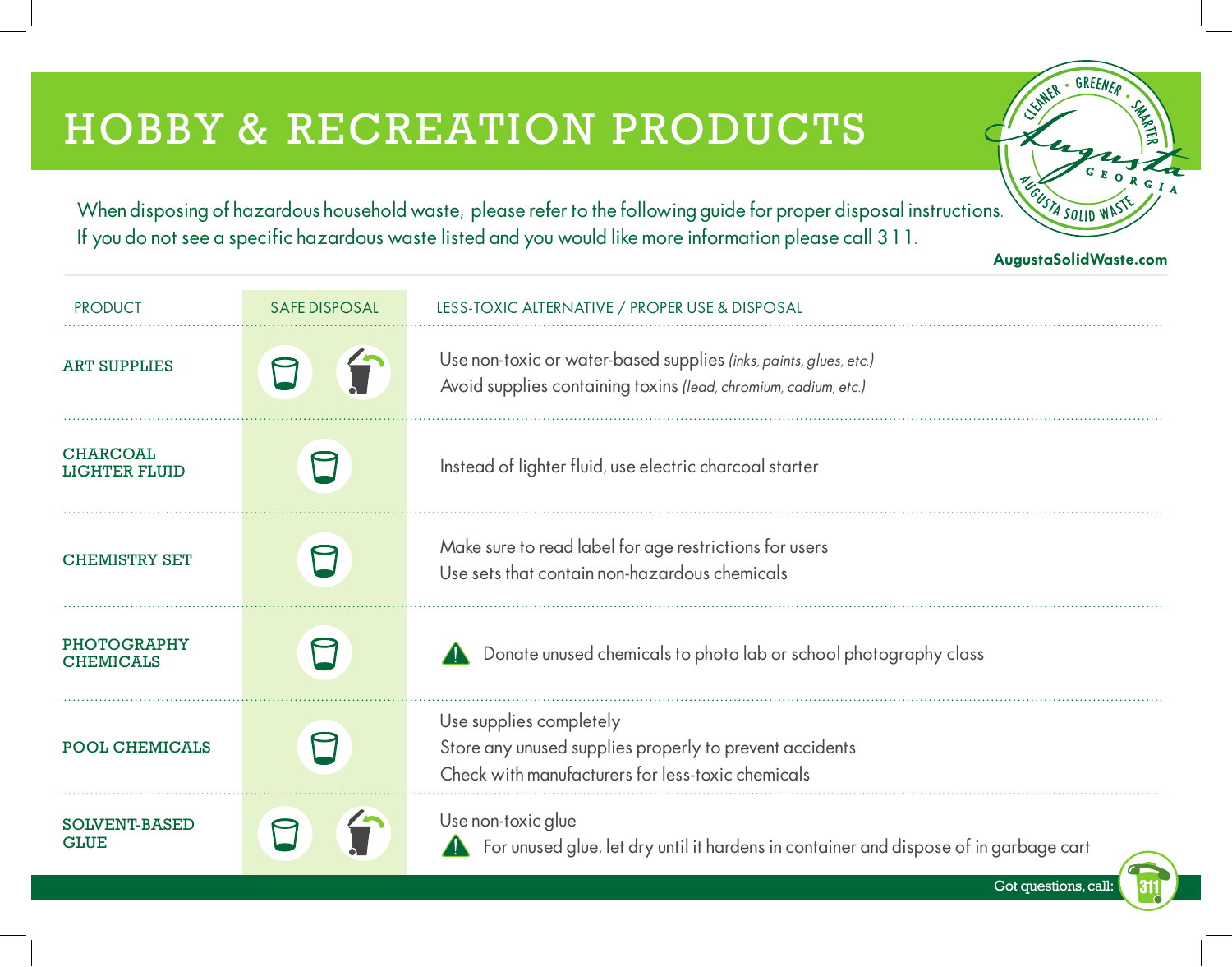# HOBBY & RECREATION PRODUCTS

CLEANER • GREENER • SMARTER
Augusta GEORGIA
AUGUSTA SOLID WASTE

When disposing of hazardous household waste, please refer to the following guide for proper disposal instructions. If you do not see a specific hazardous waste listed and you would like more information please call 3 1 1.

**AugustaSolidWaste.com**

| PRODUCT | SAFE DISPOSAL | LESS-TOXIC ALTERNATIVE / PROPER USE & DISPOSAL |
|---|---|---|
| **ART SUPPLIES** | | Use non-toxic or water-based supplies *(inks, paints, glues, etc.)*<br>Avoid supplies containing toxins *(lead, chromium, cadium, etc.)* |
| **CHARCOAL LIGHTER FLUID** | | Instead of lighter fluid, use electric charcoal starter |
| **CHEMISTRY SET** | | Make sure to read label for age restrictions for users<br>Use sets that contain non-hazardous chemicals |
| **PHOTOGRAPHY CHEMICALS** | | ⚠ Donate unused chemicals to photo lab or school photography class |
| **POOL CHEMICALS** | | Use supplies completely<br>Store any unused supplies properly to prevent accidents<br>Check with manufacturers for less-toxic chemicals |
| **SOLVENT-BASED GLUE** | | Use non-toxic glue<br>⚠ For unused glue, let dry until it hardens in container and dispose of in garbage cart |

Got questions, call: 311